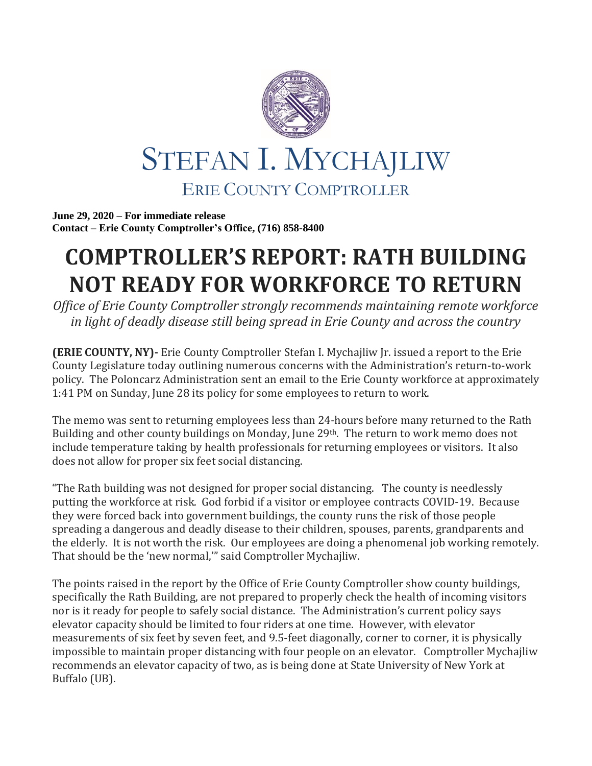# STEFAN I. MYCHAJLIW

## ERIE COUNTY COMPTROLLER

**June 29, 2020 – For immediate release**
**Contact – Erie County Comptroller's Office, (716) 858-8400**

# COMPTROLLER'S REPORT: RATH BUILDING NOT READY FOR WORKFORCE TO RETURN

*Office of Erie County Comptroller strongly recommends maintaining remote workforce in light of deadly disease still being spread in Erie County and across the country*

**(ERIE COUNTY, NY)-** Erie County Comptroller Stefan I. Mychajliw Jr. issued a report to the Erie County Legislature today outlining numerous concerns with the Administration's return-to-work policy. The Poloncarz Administration sent an email to the Erie County workforce at approximately 1:41 PM on Sunday, June 28 its policy for some employees to return to work.

The memo was sent to returning employees less than 24-hours before many returned to the Rath Building and other county buildings on Monday, June 29th. The return to work memo does not include temperature taking by health professionals for returning employees or visitors. It also does not allow for proper six feet social distancing.

"The Rath building was not designed for proper social distancing. The county is needlessly putting the workforce at risk. God forbid if a visitor or employee contracts COVID-19. Because they were forced back into government buildings, the county runs the risk of those people spreading a dangerous and deadly disease to their children, spouses, parents, grandparents and the elderly. It is not worth the risk. Our employees are doing a phenomenal job working remotely. That should be the 'new normal,'" said Comptroller Mychajliw.

The points raised in the report by the Office of Erie County Comptroller show county buildings, specifically the Rath Building, are not prepared to properly check the health of incoming visitors nor is it ready for people to safely social distance. The Administration's current policy says elevator capacity should be limited to four riders at one time. However, with elevator measurements of six feet by seven feet, and 9.5-feet diagonally, corner to corner, it is physically impossible to maintain proper distancing with four people on an elevator. Comptroller Mychajliw recommends an elevator capacity of two, as is being done at State University of New York at Buffalo (UB).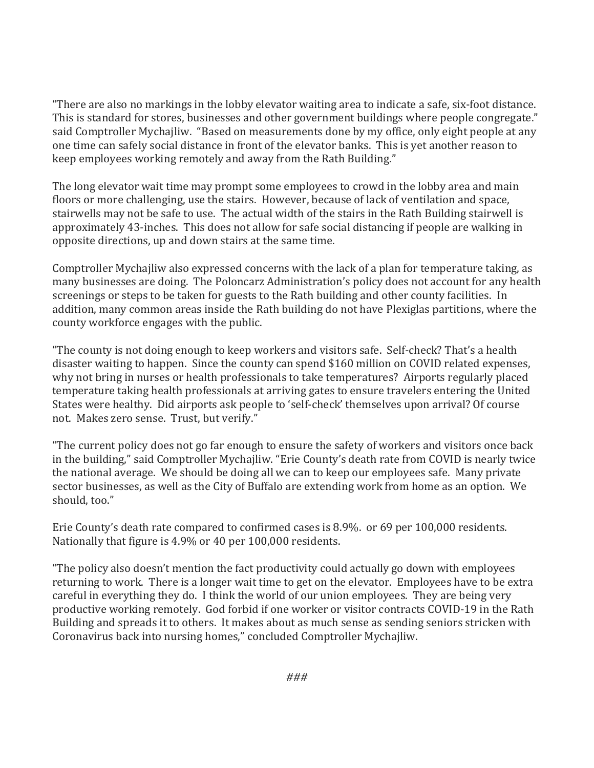"There are also no markings in the lobby elevator waiting area to indicate a safe, six-foot distance. This is standard for stores, businesses and other government buildings where people congregate." said Comptroller Mychajliw. "Based on measurements done by my office, only eight people at any one time can safely social distance in front of the elevator banks. This is yet another reason to keep employees working remotely and away from the Rath Building."

The long elevator wait time may prompt some employees to crowd in the lobby area and main floors or more challenging, use the stairs. However, because of lack of ventilation and space, stairwells may not be safe to use. The actual width of the stairs in the Rath Building stairwell is approximately 43-inches. This does not allow for safe social distancing if people are walking in opposite directions, up and down stairs at the same time.

Comptroller Mychajliw also expressed concerns with the lack of a plan for temperature taking, as many businesses are doing. The Poloncarz Administration's policy does not account for any health screenings or steps to be taken for guests to the Rath building and other county facilities. In addition, many common areas inside the Rath building do not have Plexiglas partitions, where the county workforce engages with the public.

"The county is not doing enough to keep workers and visitors safe. Self-check? That's a health disaster waiting to happen. Since the county can spend $160 million on COVID related expenses, why not bring in nurses or health professionals to take temperatures? Airports regularly placed temperature taking health professionals at arriving gates to ensure travelers entering the United States were healthy. Did airports ask people to 'self-check' themselves upon arrival? Of course not. Makes zero sense. Trust, but verify."

"The current policy does not go far enough to ensure the safety of workers and visitors once back in the building," said Comptroller Mychajliw. "Erie County's death rate from COVID is nearly twice the national average. We should be doing all we can to keep our employees safe. Many private sector businesses, as well as the City of Buffalo are extending work from home as an option. We should, too."

Erie County's death rate compared to confirmed cases is 8.9%. or 69 per 100,000 residents. Nationally that figure is 4.9% or 40 per 100,000 residents.

"The policy also doesn't mention the fact productivity could actually go down with employees returning to work. There is a longer wait time to get on the elevator. Employees have to be extra careful in everything they do. I think the world of our union employees. They are being very productive working remotely. God forbid if one worker or visitor contracts COVID-19 in the Rath Building and spreads it to others. It makes about as much sense as sending seniors stricken with Coronavirus back into nursing homes," concluded Comptroller Mychajliw.

###